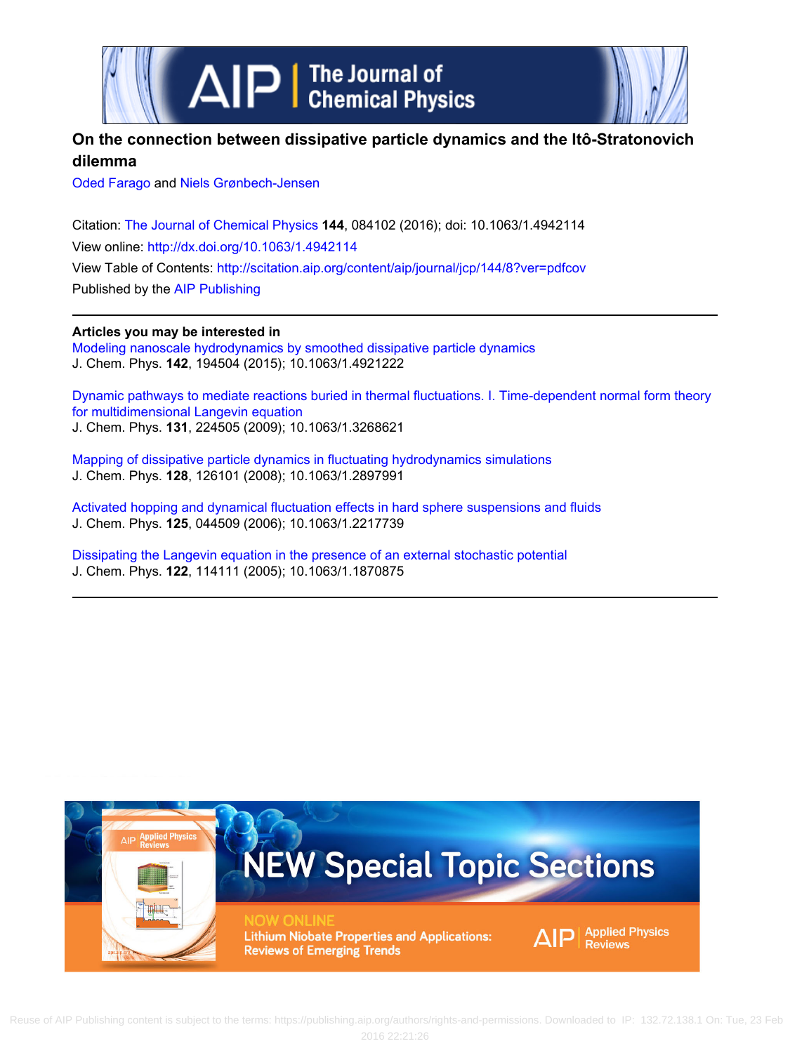# On the connection between dissipative particle dynamics and the Itô-Stratonovich dilemma

Oded Farago and Niels Grønbech-Jensen

Citation: The Journal of Chemical Physics **144**, 084102 (2016); doi: 10.1063/1.4942114

View online: http://dx.doi.org/10.1063/1.4942114

View Table of Contents: http://scitation.aip.org/content/aip/journal/jcp/144/8?ver=pdfcov

Published by the AIP Publishing

**Articles you may be interested in**

Modeling nanoscale hydrodynamics by smoothed dissipative particle dynamics
J. Chem. Phys. **142**, 194504 (2015); 10.1063/1.4921222

Dynamic pathways to mediate reactions buried in thermal fluctuations. I. Time-dependent normal form theory for multidimensional Langevin equation
J. Chem. Phys. **131**, 224505 (2009); 10.1063/1.3268621

Mapping of dissipative particle dynamics in fluctuating hydrodynamics simulations
J. Chem. Phys. **128**, 126101 (2008); 10.1063/1.2897991

Activated hopping and dynamical fluctuation effects in hard sphere suspensions and fluids
J. Chem. Phys. **125**, 044509 (2006); 10.1063/1.2217739

Dissipating the Langevin equation in the presence of an external stochastic potential
J. Chem. Phys. **122**, 114111 (2005); 10.1063/1.1870875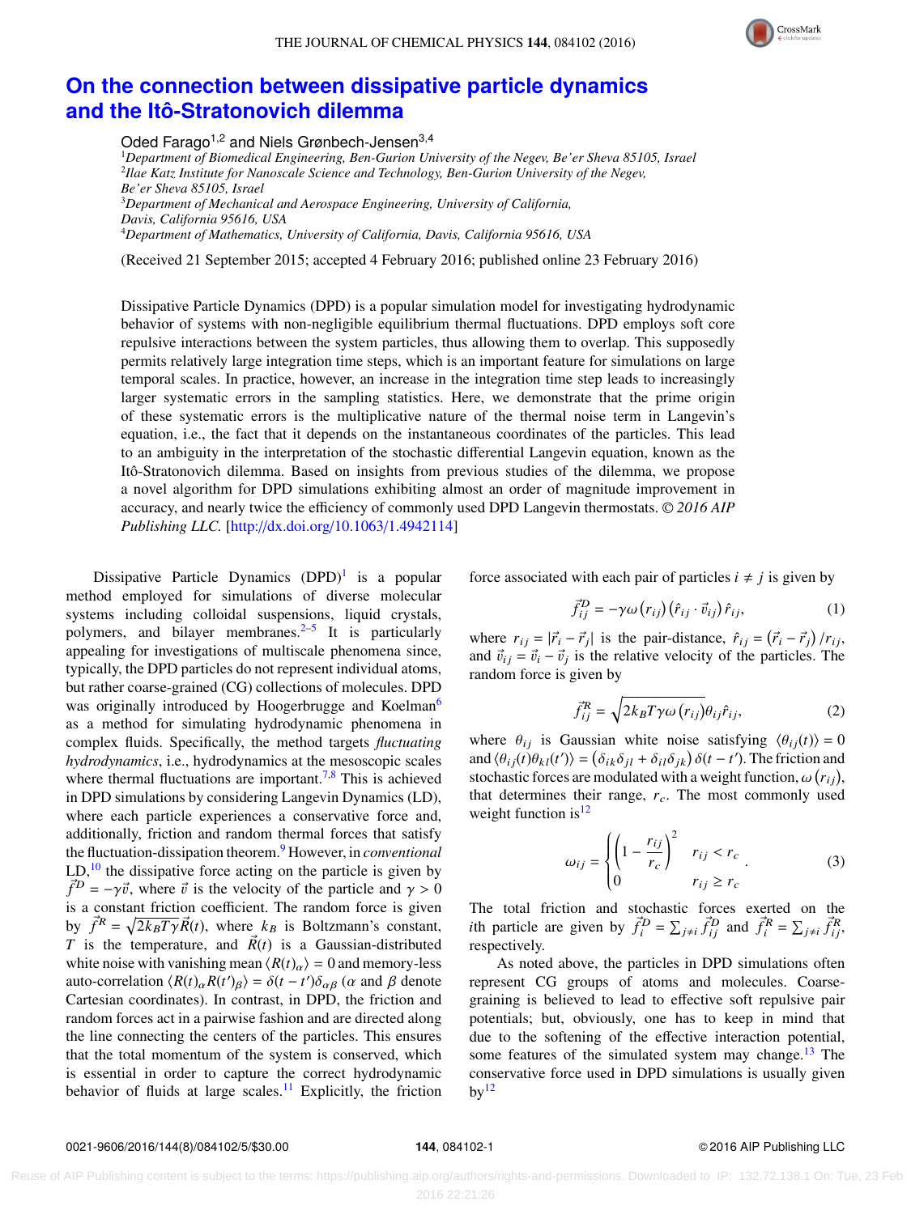# On the connection between dissipative particle dynamics and the Itô-Stratonovich dilemma

Oded Farago[1,2] and Niels Grønbech-Jensen[3,4]

[1]*Department of Biomedical Engineering, Ben-Gurion University of the Negev, Be'er Sheva 85105, Israel*
[2]*Ilae Katz Institute for Nanoscale Science and Technology, Ben-Gurion University of the Negev, Be'er Sheva 85105, Israel*
[3]*Department of Mechanical and Aerospace Engineering, University of California, Davis, California 95616, USA*
[4]*Department of Mathematics, University of California, Davis, California 95616, USA*

(Received 21 September 2015; accepted 4 February 2016; published online 23 February 2016)

Dissipative Particle Dynamics (DPD) is a popular simulation model for investigating hydrodynamic behavior of systems with non-negligible equilibrium thermal fluctuations. DPD employs soft core repulsive interactions between the system particles, thus allowing them to overlap. This supposedly permits relatively large integration time steps, which is an important feature for simulations on large temporal scales. In practice, however, an increase in the integration time step leads to increasingly larger systematic errors in the sampling statistics. Here, we demonstrate that the prime origin of these systematic errors is the multiplicative nature of the thermal noise term in Langevin's equation, i.e., the fact that it depends on the instantaneous coordinates of the particles. This lead to an ambiguity in the interpretation of the stochastic differential Langevin equation, known as the Itô-Stratonovich dilemma. Based on insights from previous studies of the dilemma, we propose a novel algorithm for DPD simulations exhibiting almost an order of magnitude improvement in accuracy, and nearly twice the efficiency of commonly used DPD Langevin thermostats. © *2016 AIP Publishing LLC.* [http://dx.doi.org/10.1063/1.4942114]

Dissipative Particle Dynamics (DPD)[1] is a popular method employed for simulations of diverse molecular systems including colloidal suspensions, liquid crystals, polymers, and bilayer membranes.[2–5] It is particularly appealing for investigations of multiscale phenomena since, typically, the DPD particles do not represent individual atoms, but rather coarse-grained (CG) collections of molecules. DPD was originally introduced by Hoogerbrugge and Koelman[6] as a method for simulating hydrodynamic phenomena in complex fluids. Specifically, the method targets *fluctuating hydrodynamics*, i.e., hydrodynamics at the mesoscopic scales where thermal fluctuations are important.[7,8] This is achieved in DPD simulations by considering Langevin Dynamics (LD), where each particle experiences a conservative force and, additionally, friction and random thermal forces that satisfy the fluctuation-dissipation theorem.[9] However, in *conventional* LD,[10] the dissipative force acting on the particle is given by $\vec{f}^D = -\gamma\vec{v}$, where $\vec{v}$ is the velocity of the particle and $\gamma > 0$ is a constant friction coefficient. The random force is given by $\vec{f}^R = \sqrt{2k_BT\gamma}\vec{R}(t)$, where $k_B$ is Boltzmann's constant, $T$ is the temperature, and $\vec{R}(t)$ is a Gaussian-distributed white noise with vanishing mean $\langle R(t)_\alpha\rangle = 0$ and memory-less auto-correlation $\langle R(t)_\alpha R(t')_\beta\rangle = \delta(t-t')\delta_{\alpha\beta}$ ($\alpha$ and $\beta$ denote Cartesian coordinates). In contrast, in DPD, the friction and random forces act in a pairwise fashion and are directed along the line connecting the centers of the particles. This ensures that the total momentum of the system is conserved, which is essential in order to capture the correct hydrodynamic behavior of fluids at large scales.[11] Explicitly, the friction force associated with each pair of particles $i \neq j$ is given by

$$\vec{f}_{ij}^D = -\gamma\omega\left(r_{ij}\right)\left(\hat{r}_{ij}\cdot\vec{v}_{ij}\right)\hat{r}_{ij}, \tag{1}$$

where $r_{ij} = |\vec{r}_i - \vec{r}_j|$ is the pair-distance, $\hat{r}_{ij} = \left(\vec{r}_i - \vec{r}_j\right)/r_{ij}$, and $\vec{v}_{ij} = \vec{v}_i - \vec{v}_j$ is the relative velocity of the particles. The random force is given by

$$\vec{f}_{ij}^R = \sqrt{2k_BT\gamma\omega\left(r_{ij}\right)}\theta_{ij}\hat{r}_{ij}, \tag{2}$$

where $\theta_{ij}$ is Gaussian white noise satisfying $\langle\theta_{ij}(t)\rangle = 0$ and $\langle\theta_{ij}(t)\theta_{kl}(t')\rangle = \left(\delta_{ik}\delta_{jl} + \delta_{il}\delta_{jk}\right)\delta(t-t')$. The friction and stochastic forces are modulated with a weight function, $\omega\left(r_{ij}\right)$, that determines their range, $r_c$. The most commonly used weight function is[12]

$$\omega_{ij} = \begin{cases} \left(1 - \dfrac{r_{ij}}{r_c}\right)^2 & r_{ij} < r_c \\ 0 & r_{ij} \geq r_c \end{cases}. \tag{3}$$

The total friction and stochastic forces exerted on the $i$th particle are given by $\vec{f}_i^D = \sum_{j\neq i}\vec{f}_{ij}^D$ and $\vec{f}_i^R = \sum_{j\neq i}\vec{f}_{ij}^R$, respectively.

As noted above, the particles in DPD simulations often represent CG groups of atoms and molecules. Coarse-graining is believed to lead to effective soft repulsive pair potentials; but, obviously, one has to keep in mind that due to the softening of the effective interaction potential, some features of the simulated system may change.[13] The conservative force used in DPD simulations is usually given by[12]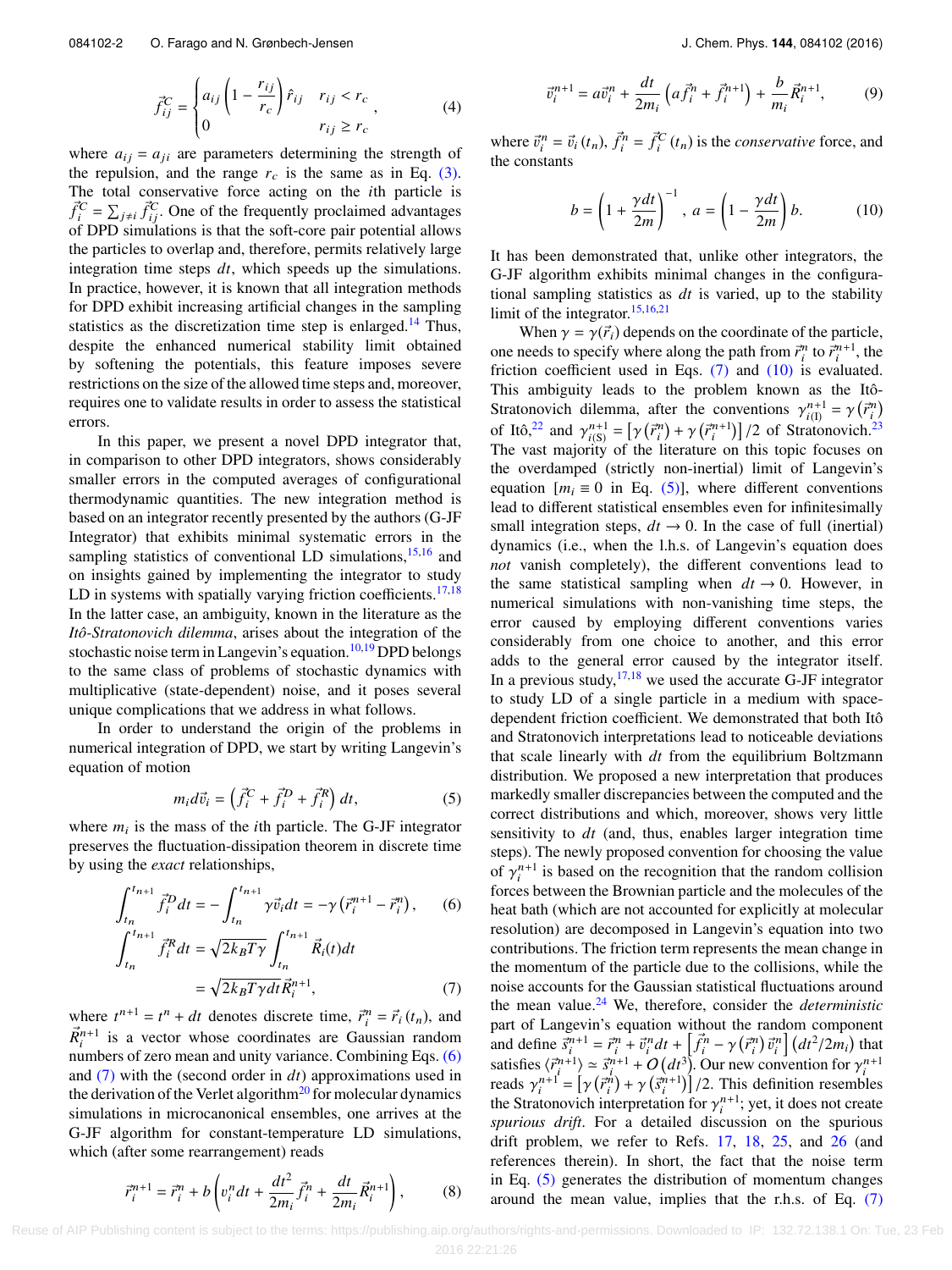$$\vec{f}_{ij}^C = \begin{cases} a_{ij}\left(1-\frac{r_{ij}}{r_c}\right)\hat{r}_{ij} & r_{ij} < r_c \\ 0 & r_{ij} \geq r_c \end{cases}, \tag{4}$$

where $a_{ij} = a_{ji}$ are parameters determining the strength of the repulsion, and the range $r_c$ is the same as in Eq. (3). The total conservative force acting on the $i$th particle is $\vec{f}_i^C = \sum_{j\neq i} \vec{f}_{ij}^C$. One of the frequently proclaimed advantages of DPD simulations is that the soft-core pair potential allows the particles to overlap and, therefore, permits relatively large integration time steps $dt$, which speeds up the simulations. In practice, however, it is known that all integration methods for DPD exhibit increasing artificial changes in the sampling statistics as the discretization time step is enlarged.[14] Thus, despite the enhanced numerical stability limit obtained by softening the potentials, this feature imposes severe restrictions on the size of the allowed time steps and, moreover, requires one to validate results in order to assess the statistical errors.

In this paper, we present a novel DPD integrator that, in comparison to other DPD integrators, shows considerably smaller errors in the computed averages of configurational thermodynamic quantities. The new integration method is based on an integrator recently presented by the authors (G-JF Integrator) that exhibits minimal systematic errors in the sampling statistics of conventional LD simulations,[15,16] and on insights gained by implementing the integrator to study LD in systems with spatially varying friction coefficients.[17,18] In the latter case, an ambiguity, known in the literature as the *Itô-Stratonovich dilemma*, arises about the integration of the stochastic noise term in Langevin's equation.[10,19] DPD belongs to the same class of problems of stochastic dynamics with multiplicative (state-dependent) noise, and it poses several unique complications that we address in what follows.

In order to understand the origin of the problems in numerical integration of DPD, we start by writing Langevin's equation of motion

$$m_i d\vec{v}_i = \left(\vec{f}_i^C + \vec{f}_i^D + \vec{f}_i^R\right) dt, \tag{5}$$

where $m_i$ is the mass of the $i$th particle. The G-JF integrator preserves the fluctuation-dissipation theorem in discrete time by using the *exact* relationships,

$$\int_{t_n}^{t_{n+1}} \vec{f}_i^D dt = -\int_{t_n}^{t_{n+1}} \gamma \vec{v}_i dt = -\gamma\left(\vec{r}_i^{n+1} - \vec{r}_i^n\right), \tag{6}$$

$$\int_{t_n}^{t_{n+1}} \vec{f}_i^R dt = \sqrt{2k_BT\gamma}\int_{t_n}^{t_{n+1}} \vec{R}_i(t)dt = \sqrt{2k_BT\gamma dt}\vec{R}_i^{n+1}, \tag{7}$$

where $t^{n+1} = t^n + dt$ denotes discrete time, $\vec{r}_i^n = \vec{r}_i(t_n)$, and $\vec{R}_i^{n+1}$ is a vector whose coordinates are Gaussian random numbers of zero mean and unity variance. Combining Eqs. (6) and (7) with the (second order in $dt$) approximations used in the derivation of the Verlet algorithm[20] for molecular dynamics simulations in microcanonical ensembles, one arrives at the G-JF algorithm for constant-temperature LD simulations, which (after some rearrangement) reads

$$\vec{r}_i^{n+1} = \vec{r}_i^n + b\left(v_i^n dt + \frac{dt^2}{2m_i}\vec{f}_i^n + \frac{dt}{2m_i}\vec{R}_i^{n+1}\right), \tag{8}$$

$$\vec{v}_i^{n+1} = a\vec{v}_i^n + \frac{dt}{2m_i}\left(a\vec{f}_i^n + \vec{f}_i^{n+1}\right) + \frac{b}{m_i}\vec{R}_i^{n+1}, \tag{9}$$

where $\vec{v}_i^n = \vec{v}_i(t_n)$, $\vec{f}_i^n = \vec{f}_i^C(t_n)$ is the *conservative* force, and the constants

$$b = \left(1 + \frac{\gamma dt}{2m}\right)^{-1},\ a = \left(1 - \frac{\gamma dt}{2m}\right)b. \tag{10}$$

It has been demonstrated that, unlike other integrators, the G-JF algorithm exhibits minimal changes in the configurational sampling statistics as $dt$ is varied, up to the stability limit of the integrator.[15,16,21]

When $\gamma = \gamma(\vec{r}_i)$ depends on the coordinate of the particle, one needs to specify where along the path from $\vec{r}_i^n$ to $\vec{r}_i^{n+1}$, the friction coefficient used in Eqs. (7) and (10) is evaluated. This ambiguity leads to the problem known as the Itô-Stratonovich dilemma, after the conventions $\gamma_{i(\mathrm{I})}^{n+1} = \gamma\left(\vec{r}_i^n\right)$ of Itô,[22] and $\gamma_{i(\mathrm{S})}^{n+1} = \left[\gamma\left(\vec{r}_i^n\right) + \gamma\left(\vec{r}_i^{n+1}\right)\right]/2$ of Stratonovich.[23] The vast majority of the literature on this topic focuses on the overdamped (strictly non-inertial) limit of Langevin's equation [$m_i \equiv 0$ in Eq. (5)], where different conventions lead to different statistical ensembles even for infinitesimally small integration steps, $dt \to 0$. In the case of full (inertial) dynamics (i.e., when the l.h.s. of Langevin's equation does *not* vanish completely), the different conventions lead to the same statistical sampling when $dt \to 0$. However, in numerical simulations with non-vanishing time steps, the error caused by employing different conventions varies considerably from one choice to another, and this error adds to the general error caused by the integrator itself. In a previous study,[17,18] we used the accurate G-JF integrator to study LD of a single particle in a medium with space-dependent friction coefficient. We demonstrated that both Itô and Stratonovich interpretations lead to noticeable deviations that scale linearly with $dt$ from the equilibrium Boltzmann distribution. We proposed a new interpretation that produces markedly smaller discrepancies between the computed and the correct distributions and which, moreover, shows very little sensitivity to $dt$ (and, thus, enables larger integration time steps). The newly proposed convention for choosing the value of $\gamma_i^{n+1}$ is based on the recognition that the random collision forces between the Brownian particle and the molecules of the heat bath (which are not accounted for explicitly at molecular resolution) are decomposed in Langevin's equation into two contributions. The friction term represents the mean change in the momentum of the particle due to the collisions, while the noise accounts for the Gaussian statistical fluctuations around the mean value.[24] We, therefore, consider the *deterministic* part of Langevin's equation without the random component and define $\vec{s}_i^{n+1} = \vec{r}_i^n + \vec{v}_i^n dt + \left[\vec{f}_i^n - \gamma\left(\vec{r}_i^n\right)\vec{v}_i^n\right]\left(dt^2/2m_i\right)$ that satisfies $\langle\vec{r}_i^{n+1}\rangle \simeq \vec{s}_i^{n+1} + O\left(dt^3\right)$. Our new convention for $\gamma_i^{n+1}$ reads $\gamma_i^{n+1} = \left[\gamma\left(\vec{r}_i^n\right) + \gamma\left(\vec{s}_i^{n+1}\right)\right]/2$. This definition resembles the Stratonovich interpretation for $\gamma_i^{n+1}$; yet, it does not create *spurious drift*. For a detailed discussion on the spurious drift problem, we refer to Refs. 17, 18, 25, and 26 (and references therein). In short, the fact that the noise term in Eq. (5) generates the distribution of momentum changes around the mean value, implies that the r.h.s. of Eq. (7)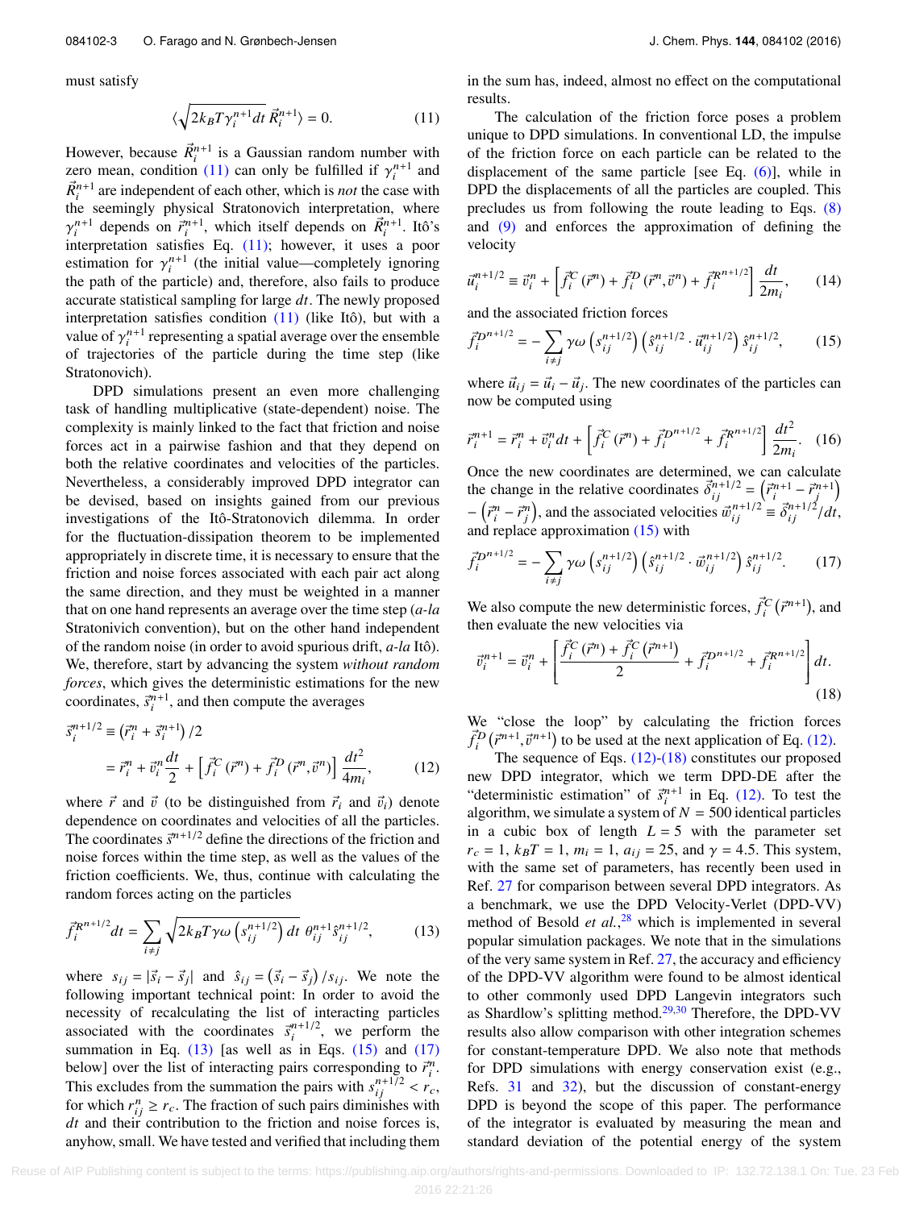must satisfy

$$\langle \sqrt{2k_BT\gamma_i^{n+1}dt}\,\vec{R}_i^{n+1}\rangle = 0. \tag{11}$$

However, because $\vec{R}_i^{n+1}$ is a Gaussian random number with zero mean, condition (11) can only be fulfilled if $\gamma_i^{n+1}$ and $\vec{R}_i^{n+1}$ are independent of each other, which is *not* the case with the seemingly physical Stratonovich interpretation, where $\gamma_i^{n+1}$ depends on $\vec{r}_i^{n+1}$, which itself depends on $\vec{R}_i^{n+1}$. Itô's interpretation satisfies Eq. (11); however, it uses a poor estimation for $\gamma_i^{n+1}$ (the initial value—completely ignoring the path of the particle) and, therefore, also fails to produce accurate statistical sampling for large $dt$. The newly proposed interpretation satisfies condition (11) (like Itô), but with a value of $\gamma_i^{n+1}$ representing a spatial average over the ensemble of trajectories of the particle during the time step (like Stratonovich).

DPD simulations present an even more challenging task of handling multiplicative (state-dependent) noise. The complexity is mainly linked to the fact that friction and noise forces act in a pairwise fashion and that they depend on both the relative coordinates and velocities of the particles. Nevertheless, a considerably improved DPD integrator can be devised, based on insights gained from our previous investigations of the Itô-Stratonovich dilemma. In order for the fluctuation-dissipation theorem to be implemented appropriately in discrete time, it is necessary to ensure that the friction and noise forces associated with each pair act along the same direction, and they must be weighted in a manner that on one hand represents an average over the time step (*a-la* Stratonivich convention), but on the other hand independent of the random noise (in order to avoid spurious drift, *a-la* Itô). We, therefore, start by advancing the system *without random forces*, which gives the deterministic estimations for the new coordinates, $\vec{s}_i^{n+1}$, and then compute the averages

$$\begin{aligned}\vec{s}_i^{n+1/2} &\equiv \left(\vec{r}_i^n + \vec{s}_i^{n+1}\right)/2 \\ &= \vec{r}_i^n + \vec{v}_i^n\frac{dt}{2} + \left[\vec{f}_i^C\left(\vec{r}^n\right) + \vec{f}_i^D\left(\vec{r}^n,\vec{v}^n\right)\right]\frac{dt^2}{4m_i},\end{aligned} \tag{12}$$

where $\vec{r}$ and $\vec{v}$ (to be distinguished from $\vec{r}_i$ and $\vec{v}_i$) denote dependence on coordinates and velocities of all the particles. The coordinates $\vec{s}^{n+1/2}$ define the directions of the friction and noise forces within the time step, as well as the values of the friction coefficients. We, thus, continue with calculating the random forces acting on the particles

$$\vec{f}_i^{R^{n+1/2}}dt = \sum_{i\neq j}\sqrt{2k_BT\gamma\omega\left(s_{ij}^{n+1/2}\right)dt}\;\theta_{ij}^{n+1}\hat{s}_{ij}^{n+1/2}, \tag{13}$$

where $s_{ij} = |\vec{s}_i - \vec{s}_j|$ and $\hat{s}_{ij} = \left(\vec{s}_i - \vec{s}_j\right)/s_{ij}$. We note the following important technical point: In order to avoid the necessity of recalculating the list of interacting particles associated with the coordinates $\vec{s}_i^{n+1/2}$, we perform the summation in Eq. (13) [as well as in Eqs. (15) and (17) below] over the list of interacting pairs corresponding to $\vec{r}_i^n$. This excludes from the summation the pairs with $s_{ij}^{n+1/2} < r_c$, for which $r_{ij}^n \geq r_c$. The fraction of such pairs diminishes with $dt$ and their contribution to the friction and noise forces is, anyhow, small. We have tested and verified that including them in the sum has, indeed, almost no effect on the computational results.

The calculation of the friction force poses a problem unique to DPD simulations. In conventional LD, the impulse of the friction force on each particle can be related to the displacement of the same particle [see Eq. (6)], while in DPD the displacements of all the particles are coupled. This precludes us from following the route leading to Eqs. (8) and (9) and enforces the approximation of defining the velocity

$$\vec{u}_i^{n+1/2} \equiv \vec{v}_i^n + \left[\vec{f}_i^C\left(\vec{r}^n\right) + \vec{f}_i^D\left(\vec{r}^n,\vec{v}^n\right) + \vec{f}_i^{R^{n+1/2}}\right]\frac{dt}{2m_i}, \tag{14}$$

and the associated friction forces

$$\vec{f}_i^{D^{n+1/2}} = -\sum_{i\neq j}\gamma\omega\left(s_{ij}^{n+1/2}\right)\left(\hat{s}_{ij}^{n+1/2}\cdot\vec{u}_{ij}^{n+1/2}\right)\hat{s}_{ij}^{n+1/2}, \tag{15}$$

where $\vec{u}_{ij} = \vec{u}_i - \vec{u}_j$. The new coordinates of the particles can now be computed using

$$\vec{r}_i^{n+1} = \vec{r}_i^n + \vec{v}_i^n dt + \left[\vec{f}_i^C\left(\vec{r}^n\right) + \vec{f}_i^{D^{n+1/2}} + \vec{f}_i^{R^{n+1/2}}\right]\frac{dt^2}{2m_i}. \tag{16}$$

Once the new coordinates are determined, we can calculate the change in the relative coordinates $\vec{\delta}_{ij}^{n+1/2} = \left(\vec{r}_i^{n+1} - \vec{r}_j^{n+1}\right) - \left(\vec{r}_i^n - \vec{r}_j^n\right)$, and the associated velocities $\vec{w}_{ij}^{n+1/2} \equiv \vec{\delta}_{ij}^{n+1/2}/dt$, and replace approximation (15) with

$$\vec{f}_i^{D^{n+1/2}} = -\sum_{i\neq j}\gamma\omega\left(s_{ij}^{n+1/2}\right)\left(\hat{s}_{ij}^{n+1/2}\cdot\vec{w}_{ij}^{n+1/2}\right)\hat{s}_{ij}^{n+1/2}. \tag{17}$$

We also compute the new deterministic forces, $\vec{f}_i^C\left(\vec{r}^{n+1}\right)$, and then evaluate the new velocities via

$$\vec{v}_i^{n+1} = \vec{v}_i^n + \left[\frac{\vec{f}_i^C\left(\vec{r}^n\right) + \vec{f}_i^C\left(\vec{r}^{n+1}\right)}{2} + \vec{f}_i^{D^{n+1/2}} + \vec{f}_i^{R^{n+1/2}}\right]dt. \tag{18}$$

We "close the loop" by calculating the friction forces $\vec{f}_i^D\left(\vec{r}^{n+1},\vec{v}^{n+1}\right)$ to be used at the next application of Eq. (12).

The sequence of Eqs. (12)-(18) constitutes our proposed new DPD integrator, which we term DPD-DE after the "deterministic estimation" of $\vec{s}_i^{n+1}$ in Eq. (12). To test the algorithm, we simulate a system of $N = 500$ identical particles in a cubic box of length $L = 5$ with the parameter set $r_c = 1$, $k_BT = 1$, $m_i = 1$, $a_{ij} = 25$, and $\gamma = 4.5$. This system, with the same set of parameters, has recently been used in Ref. 27 for comparison between several DPD integrators. As a benchmark, we use the DPD Velocity-Verlet (DPD-VV) method of Besold *et al.*,[28] which is implemented in several popular simulation packages. We note that in the simulations of the very same system in Ref. 27, the accuracy and efficiency of the DPD-VV algorithm were found to be almost identical to other commonly used DPD Langevin integrators such as Shardlow's splitting method.[29,30] Therefore, the DPD-VV results also allow comparison with other integration schemes for constant-temperature DPD. We also note that methods for DPD simulations with energy conservation exist (e.g., Refs. 31 and 32), but the discussion of constant-energy DPD is beyond the scope of this paper. The performance of the integrator is evaluated by measuring the mean and standard deviation of the potential energy of the system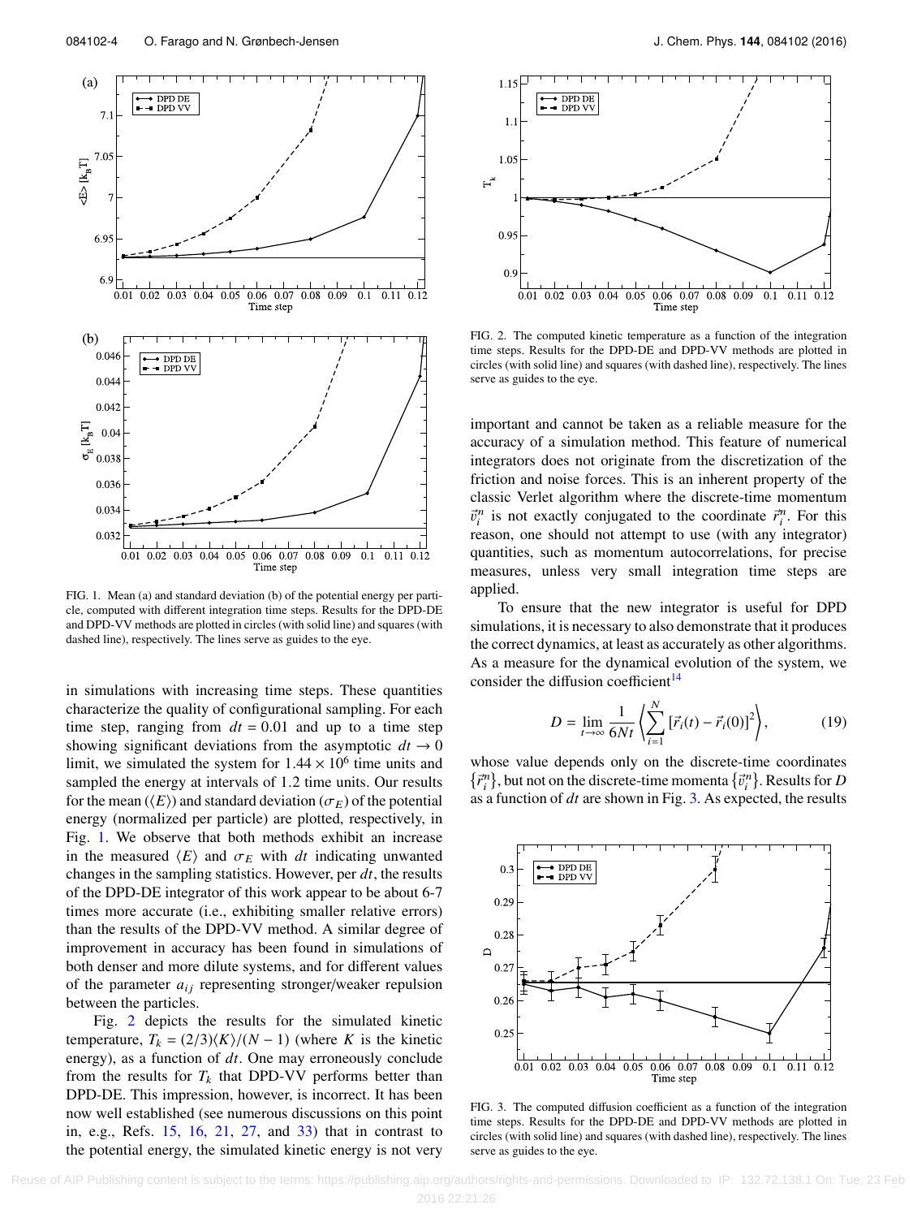FIG. 1. Mean (a) and standard deviation (b) of the potential energy per particle, computed with different integration time steps. Results for the DPD-DE and DPD-VV methods are plotted in circles (with solid line) and squares (with dashed line), respectively. The lines serve as guides to the eye.

in simulations with increasing time steps. These quantities characterize the quality of configurational sampling. For each time step, ranging from $dt = 0.01$ and up to a time step showing significant deviations from the asymptotic $dt \to 0$ limit, we simulated the system for $1.44 \times 10^6$ time units and sampled the energy at intervals of 1.2 time units. Our results for the mean ($\langle E \rangle$) and standard deviation ($\sigma_E$) of the potential energy (normalized per particle) are plotted, respectively, in Fig. 1. We observe that both methods exhibit an increase in the measured $\langle E \rangle$ and $\sigma_E$ with $dt$ indicating unwanted changes in the sampling statistics. However, per $dt$, the results of the DPD-DE integrator of this work appear to be about 6-7 times more accurate (i.e., exhibiting smaller relative errors) than the results of the DPD-VV method. A similar degree of improvement in accuracy has been found in simulations of both denser and more dilute systems, and for different values of the parameter $a_{ij}$ representing stronger/weaker repulsion between the particles.

Fig. 2 depicts the results for the simulated kinetic temperature, $T_k = (2/3)\langle K \rangle/(N-1)$ (where $K$ is the kinetic energy), as a function of $dt$. One may erroneously conclude from the results for $T_k$ that DPD-VV performs better than DPD-DE. This impression, however, is incorrect. It has been now well established (see numerous discussions on this point in, e.g., Refs. 15, 16, 21, 27, and 33) that in contrast to the potential energy, the simulated kinetic energy is not very important and cannot be taken as a reliable measure for the accuracy of a simulation method. This feature of numerical integrators does not originate from the discretization of the friction and noise forces. This is an inherent property of the classic Verlet algorithm where the discrete-time momentum $\vec{v}_i^n$ is not exactly conjugated to the coordinate $\vec{r}_i^n$. For this reason, one should not attempt to use (with any integrator) quantities, such as momentum autocorrelations, for precise measures, unless very small integration time steps are applied.

FIG. 2. The computed kinetic temperature as a function of the integration time steps. Results for the DPD-DE and DPD-VV methods are plotted in circles (with solid line) and squares (with dashed line), respectively. The lines serve as guides to the eye.

To ensure that the new integrator is useful for DPD simulations, it is necessary to also demonstrate that it produces the correct dynamics, at least as accurately as other algorithms. As a measure for the dynamical evolution of the system, we consider the diffusion coefficient[14]

$$D = \lim_{t\to\infty} \frac{1}{6Nt} \left\langle \sum_{i=1}^{N} \left[\vec{r}_i(t) - \vec{r}_i(0)\right]^2 \right\rangle, \tag{19}$$

whose value depends only on the discrete-time coordinates $\{\vec{r}_i^n\}$, but not on the discrete-time momenta $\{\vec{v}_i^n\}$. Results for $D$ as a function of $dt$ are shown in Fig. 3. As expected, the results

FIG. 3. The computed diffusion coefficient as a function of the integration time steps. Results for the DPD-DE and DPD-VV methods are plotted in circles (with solid line) and squares (with dashed line), respectively. The lines serve as guides to the eye.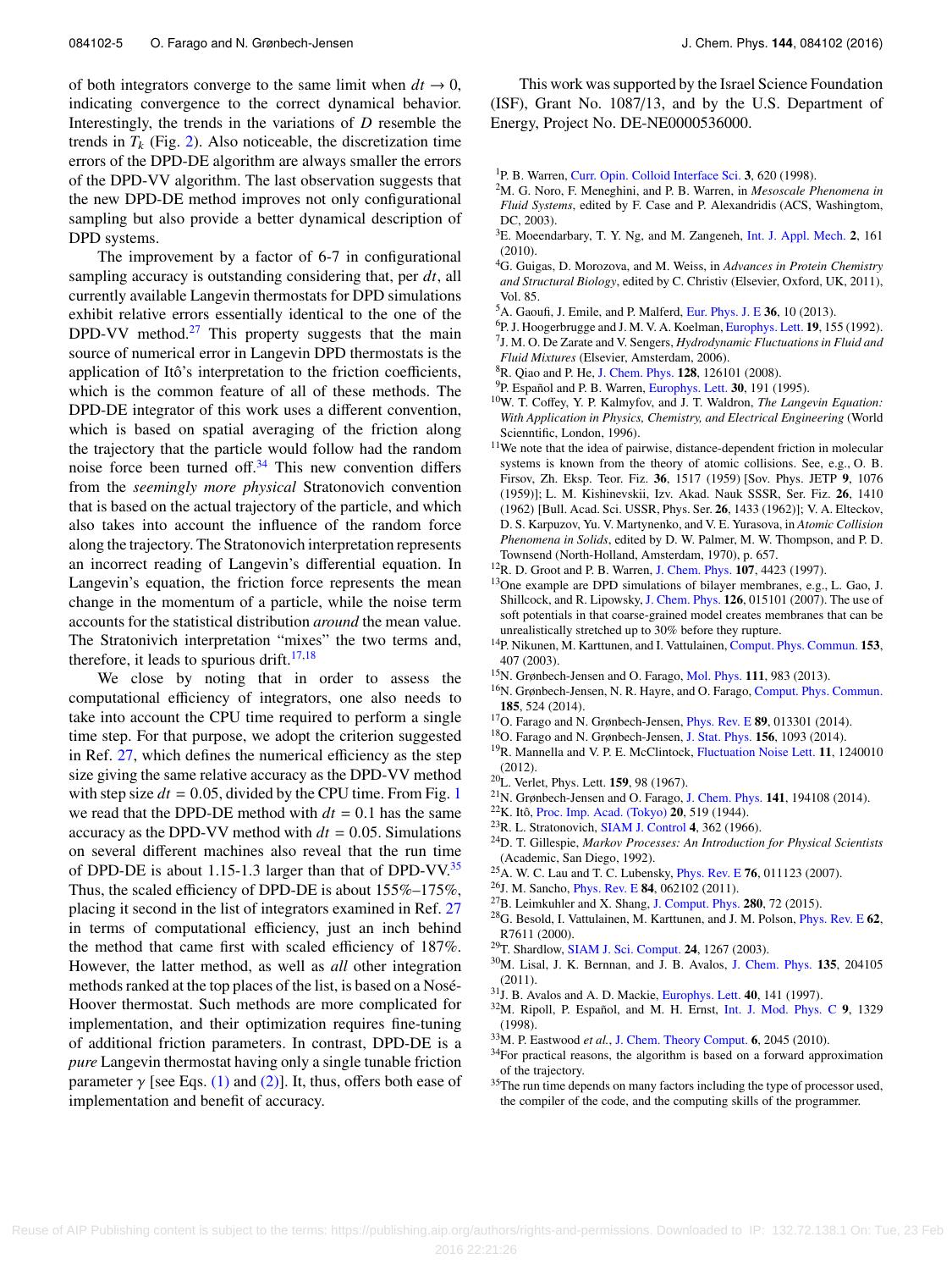of both integrators converge to the same limit when $dt \to 0$, indicating convergence to the correct dynamical behavior. Interestingly, the trends in the variations of $D$ resemble the trends in $T_k$ (Fig. 2). Also noticeable, the discretization time errors of the DPD-DE algorithm are always smaller the errors of the DPD-VV algorithm. The last observation suggests that the new DPD-DE method improves not only configurational sampling but also provide a better dynamical description of DPD systems.

The improvement by a factor of 6-7 in configurational sampling accuracy is outstanding considering that, per $dt$, all currently available Langevin thermostats for DPD simulations exhibit relative errors essentially identical to the one of the DPD-VV method.[27] This property suggests that the main source of numerical error in Langevin DPD thermostats is the application of Itô's interpretation to the friction coefficients, which is the common feature of all of these methods. The DPD-DE integrator of this work uses a different convention, which is based on spatial averaging of the friction along the trajectory that the particle would follow had the random noise force been turned off.[34] This new convention differs from the *seemingly more physical* Stratonovich convention that is based on the actual trajectory of the particle, and which also takes into account the influence of the random force along the trajectory. The Stratonovich interpretation represents an incorrect reading of Langevin's differential equation. In Langevin's equation, the friction force represents the mean change in the momentum of a particle, while the noise term accounts for the statistical distribution *around* the mean value. The Stratonivich interpretation "mixes" the two terms and, therefore, it leads to spurious drift.[17,18]

We close by noting that in order to assess the computational efficiency of integrators, one also needs to take into account the CPU time required to perform a single time step. For that purpose, we adopt the criterion suggested in Ref. 27, which defines the numerical efficiency as the step size giving the same relative accuracy as the DPD-VV method with step size $dt = 0.05$, divided by the CPU time. From Fig. 1 we read that the DPD-DE method with $dt = 0.1$ has the same accuracy as the DPD-VV method with $dt = 0.05$. Simulations on several different machines also reveal that the run time of DPD-DE is about 1.15-1.3 larger than that of DPD-VV.[35] Thus, the scaled efficiency of DPD-DE is about 155%–175%, placing it second in the list of integrators examined in Ref. 27 in terms of computational efficiency, just an inch behind the method that came first with scaled efficiency of 187%. However, the latter method, as well as *all* other integration methods ranked at the top places of the list, is based on a Nosé-Hoover thermostat. Such methods are more complicated for implementation, and their optimization requires fine-tuning of additional friction parameters. In contrast, DPD-DE is a *pure* Langevin thermostat having only a single tunable friction parameter $\gamma$ [see Eqs. (1) and (2)]. It, thus, offers both ease of implementation and benefit of accuracy.

This work was supported by the Israel Science Foundation (ISF), Grant No. 1087/13, and by the U.S. Department of Energy, Project No. DE-NE0000536000.

[1] P. B. Warren, Curr. Opin. Colloid Interface Sci. **3**, 620 (1998).
[2] M. G. Noro, F. Meneghini, and P. B. Warren, in *Mesoscale Phenomena in Fluid Systems*, edited by F. Case and P. Alexandridis (ACS, Washington, DC, 2003).
[3] E. Moeendarbary, T. Y. Ng, and M. Zangeneh, Int. J. Appl. Mech. **2**, 161 (2010).
[4] G. Guigas, D. Morozova, and M. Weiss, in *Advances in Protein Chemistry and Structural Biology*, edited by C. Christiv (Elsevier, Oxford, UK, 2011), Vol. 85.
[5] A. Gaoufi, J. Emile, and P. Malferd, Eur. Phys. J. E **36**, 10 (2013).
[6] P. J. Hoogerbrugge and J. M. V. A. Koelman, Europhys. Lett. **19**, 155 (1992).
[7] J. M. O. De Zarate and V. Sengers, *Hydrodynamic Fluctuations in Fluid and Fluid Mixtures* (Elsevier, Amsterdam, 2006).
[8] R. Qiao and P. He, J. Chem. Phys. **128**, 126101 (2008).
[9] P. Español and P. B. Warren, Europhys. Lett. **30**, 191 (1995).
[10] W. T. Coffey, Y. P. Kalmyfov, and J. T. Waldron, *The Langevin Equation: With Application in Physics, Chemistry, and Electrical Engineering* (World Scienntific, London, 1996).
[11] We note that the idea of pairwise, distance-dependent friction in molecular systems is known from the theory of atomic collisions. See, e.g., O. B. Firsov, Zh. Eksp. Teor. Fiz. **36**, 1517 (1959) [Sov. Phys. JETP **9**, 1076 (1959)]; L. M. Kishinevskii, Izv. Akad. Nauk SSSR, Ser. Fiz. **26**, 1410 (1962) [Bull. Acad. Sci. USSR, Phys. Ser. **26**, 1433 (1962)]; V. A. Elteckov, D. S. Karpuzov, Yu. V. Martynenko, and V. E. Yurasova, in *Atomic Collision Phenomena in Solids*, edited by D. W. Palmer, M. W. Thompson, and P. D. Townsend (North-Holland, Amsterdam, 1970), p. 657.
[12] R. D. Groot and P. B. Warren, J. Chem. Phys. **107**, 4423 (1997).
[13] One example are DPD simulations of bilayer membranes, e.g., L. Gao, J. Shillcock, and R. Lipowsky, J. Chem. Phys. **126**, 015101 (2007). The use of soft potentials in that coarse-grained model creates membranes that can be unrealistically stretched up to 30% before they rupture.
[14] P. Nikunen, M. Karttunen, and I. Vattulainen, Comput. Phys. Commun. **153**, 407 (2003).
[15] N. Grønbech-Jensen and O. Farago, Mol. Phys. **111**, 983 (2013).
[16] N. Grønbech-Jensen, N. R. Hayre, and O. Farago, Comput. Phys. Commun. **185**, 524 (2014).
[17] O. Farago and N. Grønbech-Jensen, Phys. Rev. E **89**, 013301 (2014).
[18] O. Farago and N. Grønbech-Jensen, J. Stat. Phys. **156**, 1093 (2014).
[19] R. Mannella and V. P. E. McClintock, Fluctuation Noise Lett. **11**, 1240010 (2012).
[20] L. Verlet, Phys. Lett. **159**, 98 (1967).
[21] N. Grønbech-Jensen and O. Farago, J. Chem. Phys. **141**, 194108 (2014).
[22] K. Itô, Proc. Imp. Acad. (Tokyo) **20**, 519 (1944).
[23] R. L. Stratonovich, SIAM J. Control **4**, 362 (1966).
[24] D. T. Gillespie, *Markov Processes: An Introduction for Physical Scientists* (Academic, San Diego, 1992).
[25] A. W. C. Lau and T. C. Lubensky, Phys. Rev. E **76**, 011123 (2007).
[26] J. M. Sancho, Phys. Rev. E **84**, 062102 (2011).
[27] B. Leimkuhler and X. Shang, J. Comput. Phys. **280**, 72 (2015).
[28] G. Besold, I. Vattulainen, M. Karttunen, and J. M. Polson, Phys. Rev. E **62**, R7611 (2000).
[29] T. Shardlow, SIAM J. Sci. Comput. **24**, 1267 (2003).
[30] M. Lisal, J. K. Bernnan, and J. B. Avalos, J. Chem. Phys. **135**, 204105 (2011).
[31] J. B. Avalos and A. D. Mackie, Europhys. Lett. **40**, 141 (1997).
[32] M. Ripoll, P. Español, and M. H. Ernst, Int. J. Mod. Phys. C **9**, 1329 (1998).
[33] M. P. Eastwood *et al.*, J. Chem. Theory Comput. **6**, 2045 (2010).
[34] For practical reasons, the algorithm is based on a forward approximation of the trajectory.
[35] The run time depends on many factors including the type of processor used, the compiler of the code, and the computing skills of the programmer.